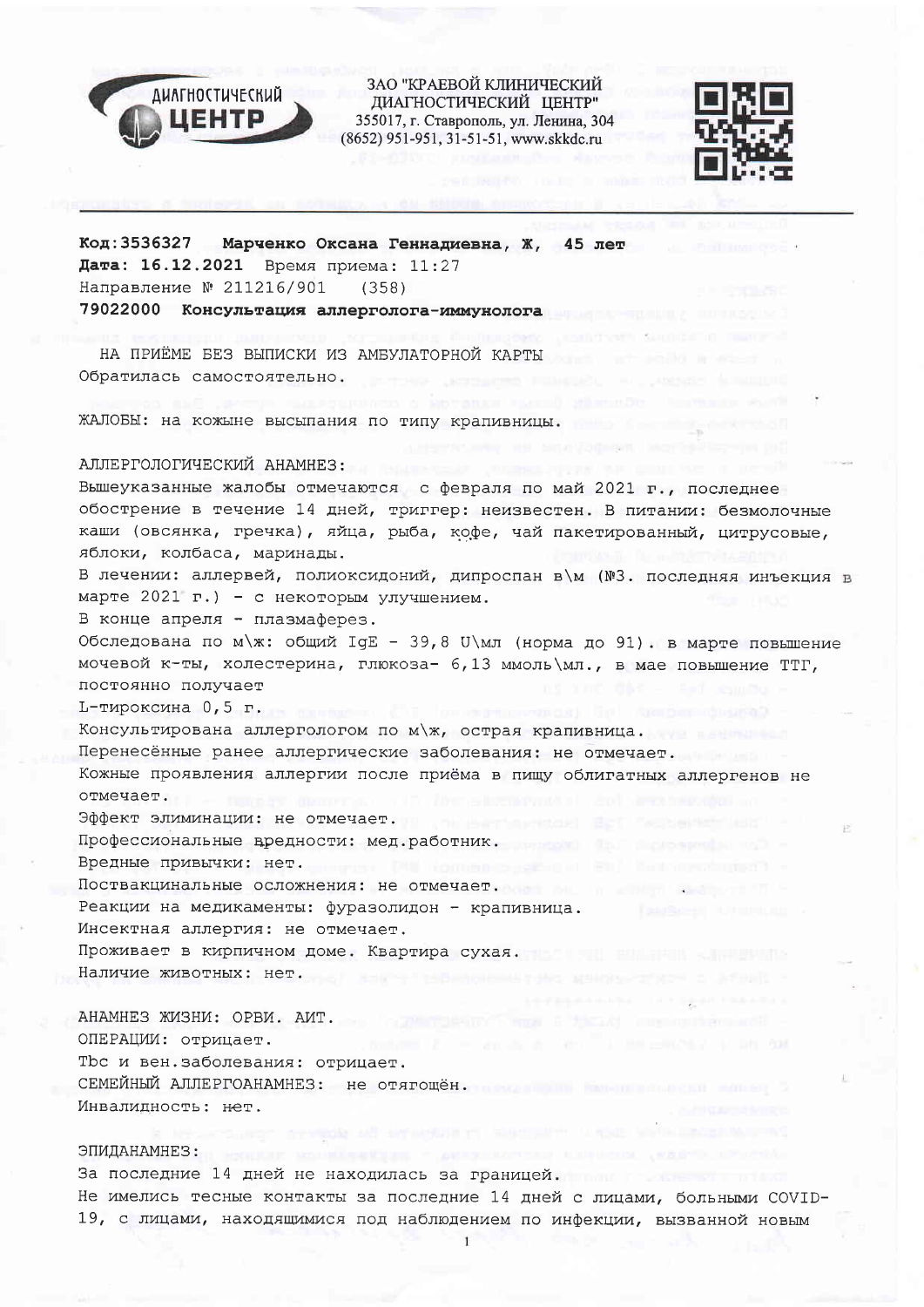ЗАО "КРАЕВОЙ КЛИНИЧЕСКИЙ ДИАГНОСТИЧЕСКИЙ ЦЕНТР"
355017, г. Ставрополь, ул. Ленина, 304
(8652) 951-951, 31-51-51, www.skkdc.ru

**Код:3536327 Марченко Оксана Геннадиевна, Ж, 45 лет**
**Дата: 16.12.2021** Время приема: 11:27
Направление № 211216/901 (358)
**79022000 Консультация аллерголога-иммунолога**

НА ПРИЁМЕ БЕЗ ВЫПИСКИ ИЗ АМБУЛАТОРНОЙ КАРТЫ
Обратилась самостоятельно.

ЖАЛОБЫ: на кожные высыпания по типу крапивницы.

АЛЛЕРГОЛОГИЧЕСКИЙ АНАМНЕЗ:
Вышеуказанные жалобы отмечаются с февраля по май 2021 г., последнее обострение в течение 14 дней, триггер: неизвестен. В питании: безмолочные каши (овсянка, гречка), яйца, рыба, кофе, чай пакетированный, цитрусовые, яблоки, колбаса, маринады.
В лечении: аллервей, полиоксидоний, дипроспан в\м (№3. последняя инъекция в марте 2021 г.) - с некоторым улучшением.
В конце апреля - плазмаферез.
Обследована по м\ж: общий IgE - 39,8 U\мл (норма до 91). в марте повышение мочевой к-ты, холестерина, глюкоза- 6,13 ммоль\мл., в мае повышение ТТГ, постоянно получает
L-тироксина 0,5 г.
Консультирована аллергологом по м\ж, острая крапивница.
Перенесённые ранее аллергические заболевания: не отмечает.
Кожные проявления аллергии после приёма в пищу облигатных аллергенов не отмечает.
Эффект элиминации: не отмечает.
Профессиональные вредности: мед.работник.
Вредные привычки: нет.
Поствакцинальные осложнения: не отмечает.
Реакции на медикаменты: фуразолидон - крапивница.
Инсектная аллергия: не отмечает.
Проживает в кирпичном доме. Квартира сухая.
Наличие животных: нет.

АНАМНЕЗ ЖИЗНИ: ОРВИ. АИТ.
ОПЕРАЦИИ: отрицает.
Tbc и вен.заболевания: отрицает.
СЕМЕЙНЫЙ АЛЛЕРГОАНАМНЕЗ: не отягощён.
Инвалидность: нет.

ЭПИДАНАМНЕЗ:
За последние 14 дней не находилась за границей.
Не имелись тесные контакты за последние 14 дней с лицами, больными COVID-19, с лицами, находящимися под наблюдением по инфекции, вызванной новым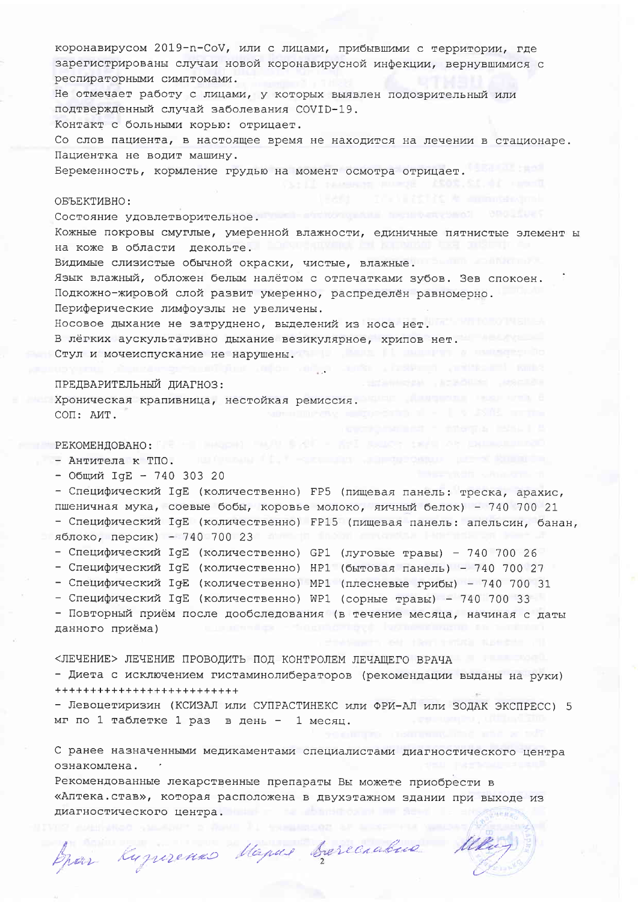коронавирусом 2019-n-CoV, или с лицами, прибывшими с территории, где зарегистрированы случаи новой коронавирусной инфекции, вернувшимися с респираторными симптомами.
Не отмечает работу с лицами, у которых выявлен подозрительный или подтвержденный случай заболевания COVID-19.
Контакт с больными корью: отрицает.
Со слов пациента, в настоящее время не находится на лечении в стационаре.
Пациентка не водит машину.
Беременность, кормление грудью на момент осмотра отрицает.

ОБЪЕКТИВНО:
Состояние удовлетворительное.
Кожные покровы смуглые, умеренной влажности, единичные пятнистые элемент ы на коже в области декольте.
Видимые слизистые обычной окраски, чистые, влажные.
Язык влажный, обложен белым налётом с отпечатками зубов. Зев спокоен.
Подкожно-жировой слой развит умеренно, распределён равномерно.
Периферические лимфоузлы не увеличены.
Носовое дыхание не затруднено, выделений из носа нет.
В лёгких аускультативно дыхание везикулярное, хрипов нет.
Стул и мочеиспускание не нарушены.

ПРЕДВАРИТЕЛЬНЫЙ ДИАГНОЗ:
Хроническая крапивница, нестойкая ремиссия.
СОП: АИТ.

РЕКОМЕНДОВАНО:
- Антитела к ТПО.
- Общий IgE - 740 303 20
- Специфический IgE (количественно) FP5 (пищевая панель: треска, арахис, пшеничная мука, соевые бобы, коровье молоко, яичный белок) - 740 700 21
- Специфический IgE (количественно) FP15 (пищевая панель: апельсин, банан, яблоко, персик) - 740 700 23
- Специфический IgE (количественно) GP1 (луговые травы) - 740 700 26
- Специфический IgE (количественно) HP1 (бытовая панель) - 740 700 27
- Специфический IgE (количественно) MP1 (плесневые грибы) - 740 700 31
- Специфический IgE (количественно) WP1 (сорные травы) - 740 700 33
- Повторный приём после дообследования (в течение месяца, начиная с даты данного приёма)

<ЛЕЧЕНИЕ> ЛЕЧЕНИЕ ПРОВОДИТЬ ПОД КОНТРОЛЕМ ЛЕЧАЩЕГО ВРАЧА
- Диета с исключением гистаминолибераторов (рекомендации выданы на руки)
+++++++++++++++++++++++++
- Левоцетиризин (КСИЗАЛ или СУПРАСТИНЕКС или ФРИ-АЛ или ЗОДАК ЭКСПРЕСС) 5 мг по 1 таблетке 1 раз в день - 1 месяц.

С ранее назначенными медикаментами специалистами диагностического центра ознакомлена.
Рекомендованные лекарственные препараты Вы можете приобрести в «Аптека.став», которая расположена в двухэтажном здании при выходе из диагностического центра.

Врач Кириченко Мария Вячеславна